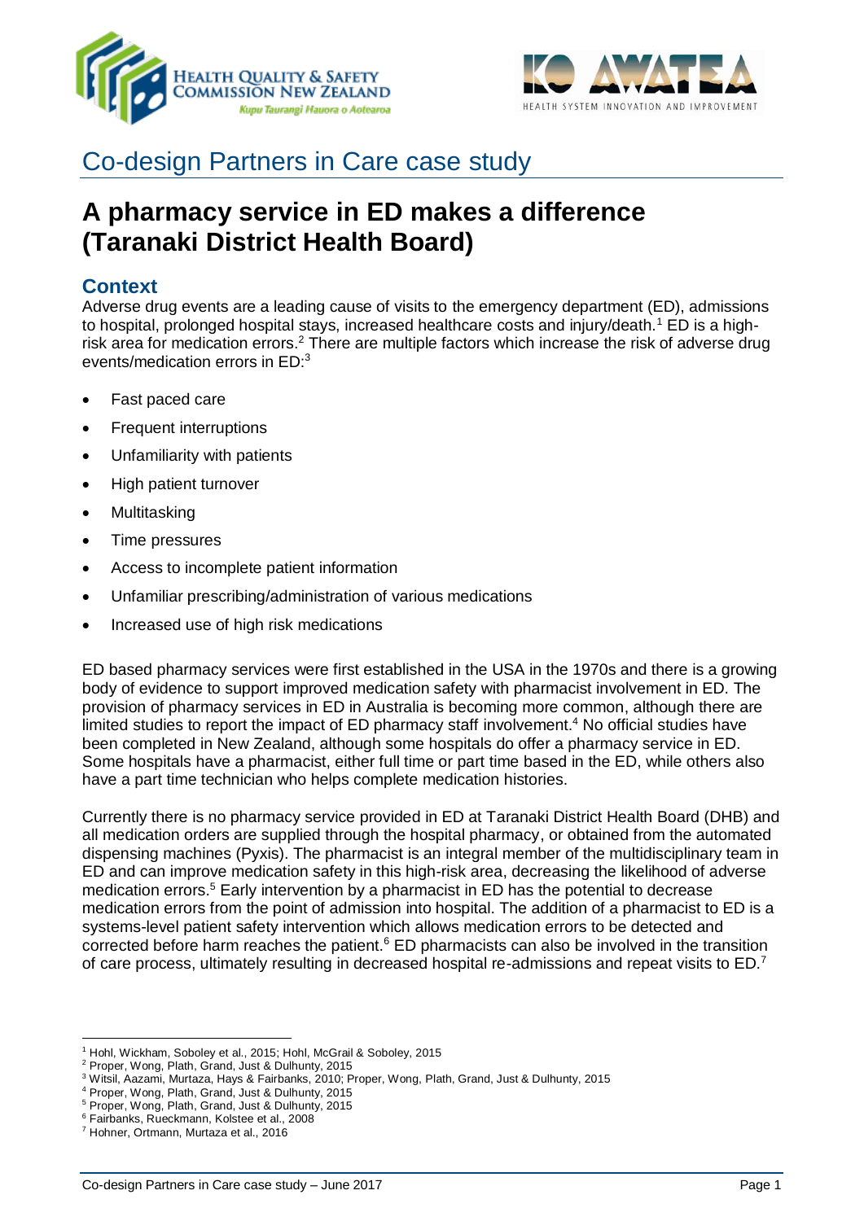Co-design Partners in Care case study

# A pharmacy service in ED makes a difference (Taranaki District Health Board)

## Context

Adverse drug events are a leading cause of visits to the emergency department (ED), admissions to hospital, prolonged hospital stays, increased healthcare costs and injury/death.[1] ED is a high-risk area for medication errors.[2] There are multiple factors which increase the risk of adverse drug events/medication errors in ED:[3]

- Fast paced care
- Frequent interruptions
- Unfamiliarity with patients
- High patient turnover
- Multitasking
- Time pressures
- Access to incomplete patient information
- Unfamiliar prescribing/administration of various medications
- Increased use of high risk medications

ED based pharmacy services were first established in the USA in the 1970s and there is a growing body of evidence to support improved medication safety with pharmacist involvement in ED. The provision of pharmacy services in ED in Australia is becoming more common, although there are limited studies to report the impact of ED pharmacy staff involvement.[4] No official studies have been completed in New Zealand, although some hospitals do offer a pharmacy service in ED. Some hospitals have a pharmacist, either full time or part time based in the ED, while others also have a part time technician who helps complete medication histories.

Currently there is no pharmacy service provided in ED at Taranaki District Health Board (DHB) and all medication orders are supplied through the hospital pharmacy, or obtained from the automated dispensing machines (Pyxis). The pharmacist is an integral member of the multidisciplinary team in ED and can improve medication safety in this high-risk area, decreasing the likelihood of adverse medication errors.[5] Early intervention by a pharmacist in ED has the potential to decrease medication errors from the point of admission into hospital. The addition of a pharmacist to ED is a systems-level patient safety intervention which allows medication errors to be detected and corrected before harm reaches the patient.[6] ED pharmacists can also be involved in the transition of care process, ultimately resulting in decreased hospital re-admissions and repeat visits to ED.[7]

---

[1] Hohl, Wickham, Soboley et al., 2015; Hohl, McGrail & Soboley, 2015

[2] Proper, Wong, Plath, Grand, Just & Dulhunty, 2015

[3] Witsil, Aazami, Murtaza, Hays & Fairbanks, 2010; Proper, Wong, Plath, Grand, Just & Dulhunty, 2015

[4] Proper, Wong, Plath, Grand, Just & Dulhunty, 2015

[5] Proper, Wong, Plath, Grand, Just & Dulhunty, 2015

[6] Fairbanks, Rueckmann, Kolstee et al., 2008

[7] Hohner, Ortmann, Murtaza et al., 2016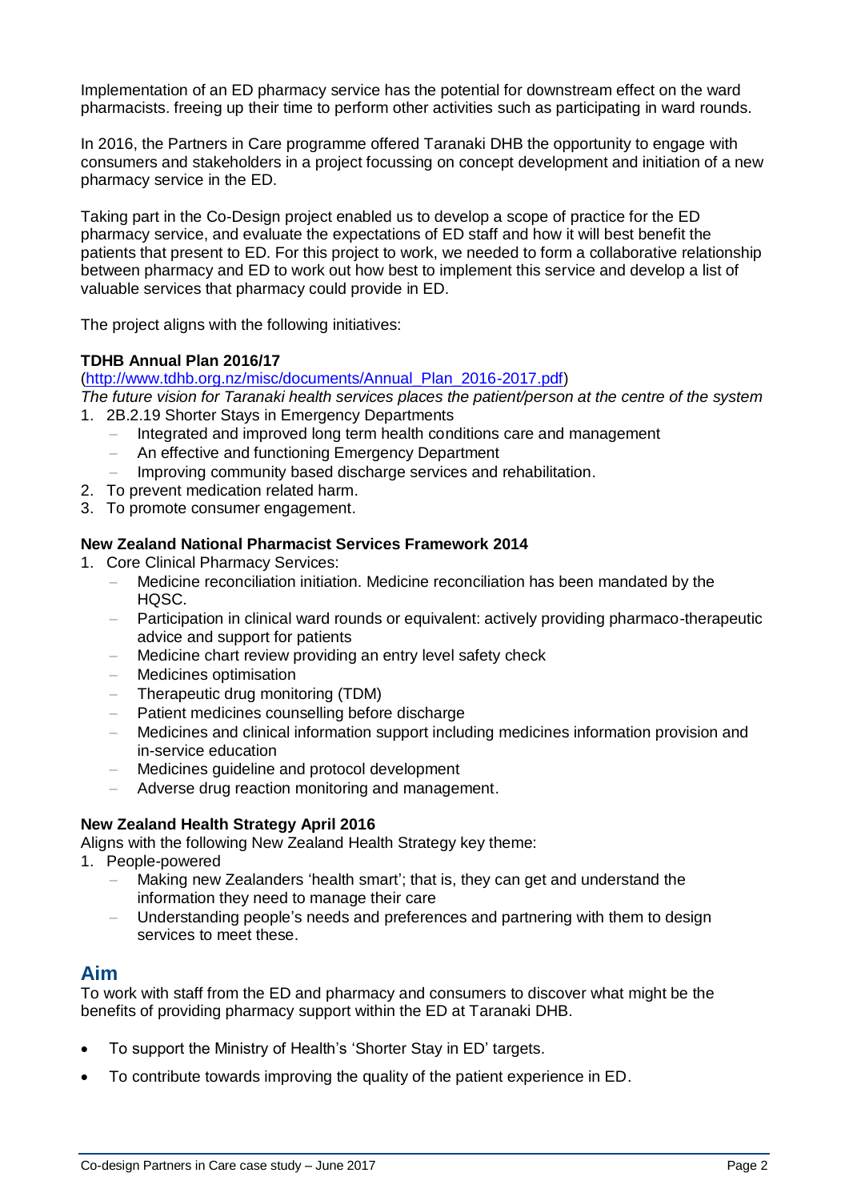Implementation of an ED pharmacy service has the potential for downstream effect on the ward pharmacists. freeing up their time to perform other activities such as participating in ward rounds.

In 2016, the Partners in Care programme offered Taranaki DHB the opportunity to engage with consumers and stakeholders in a project focussing on concept development and initiation of a new pharmacy service in the ED.

Taking part in the Co-Design project enabled us to develop a scope of practice for the ED pharmacy service, and evaluate the expectations of ED staff and how it will best benefit the patients that present to ED. For this project to work, we needed to form a collaborative relationship between pharmacy and ED to work out how best to implement this service and develop a list of valuable services that pharmacy could provide in ED.

The project aligns with the following initiatives:

**TDHB Annual Plan 2016/17**
(http://www.tdhb.org.nz/misc/documents/Annual_Plan_2016-2017.pdf)
*The future vision for Taranaki health services places the patient/person at the centre of the system*

1. 2B.2.19 Shorter Stays in Emergency Departments
   - Integrated and improved long term health conditions care and management
   - An effective and functioning Emergency Department
   - Improving community based discharge services and rehabilitation.
2. To prevent medication related harm.
3. To promote consumer engagement.

**New Zealand National Pharmacist Services Framework 2014**

1. Core Clinical Pharmacy Services:
   - Medicine reconciliation initiation. Medicine reconciliation has been mandated by the HQSC.
   - Participation in clinical ward rounds or equivalent: actively providing pharmaco-therapeutic advice and support for patients
   - Medicine chart review providing an entry level safety check
   - Medicines optimisation
   - Therapeutic drug monitoring (TDM)
   - Patient medicines counselling before discharge
   - Medicines and clinical information support including medicines information provision and in-service education
   - Medicines guideline and protocol development
   - Adverse drug reaction monitoring and management.

**New Zealand Health Strategy April 2016**
Aligns with the following New Zealand Health Strategy key theme:

1. People-powered
   - Making new Zealanders 'health smart'; that is, they can get and understand the information they need to manage their care
   - Understanding people's needs and preferences and partnering with them to design services to meet these.

## Aim

To work with staff from the ED and pharmacy and consumers to discover what might be the benefits of providing pharmacy support within the ED at Taranaki DHB.

- To support the Ministry of Health's 'Shorter Stay in ED' targets.
- To contribute towards improving the quality of the patient experience in ED.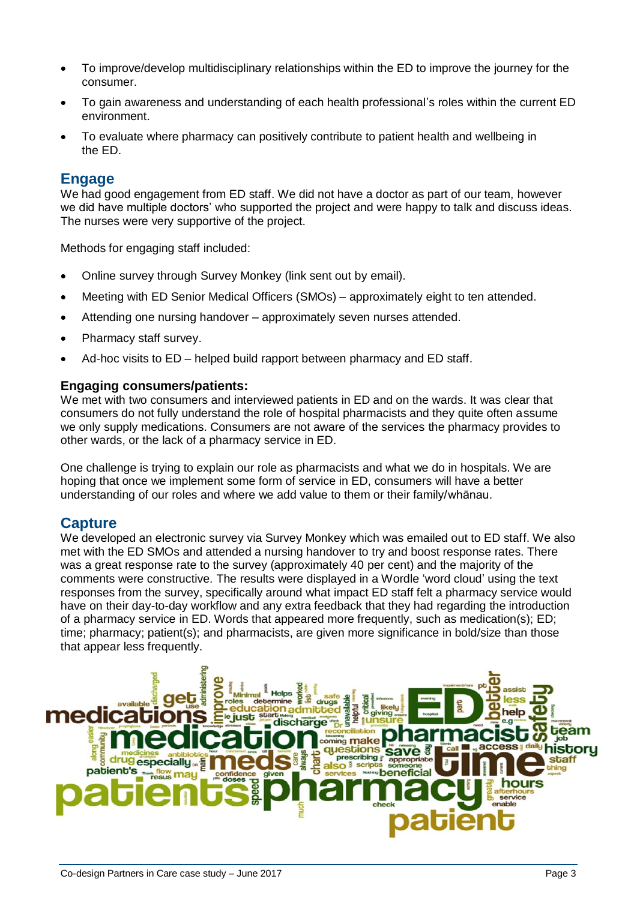- To improve/develop multidisciplinary relationships within the ED to improve the journey for the consumer.
- To gain awareness and understanding of each health professional's roles within the current ED environment.
- To evaluate where pharmacy can positively contribute to patient health and wellbeing in the ED.

## Engage

We had good engagement from ED staff. We did not have a doctor as part of our team, however we did have multiple doctors' who supported the project and were happy to talk and discuss ideas. The nurses were very supportive of the project.

Methods for engaging staff included:

- Online survey through Survey Monkey (link sent out by email).
- Meeting with ED Senior Medical Officers (SMOs) – approximately eight to ten attended.
- Attending one nursing handover – approximately seven nurses attended.
- Pharmacy staff survey.
- Ad-hoc visits to ED – helped build rapport between pharmacy and ED staff.

### Engaging consumers/patients:

We met with two consumers and interviewed patients in ED and on the wards. It was clear that consumers do not fully understand the role of hospital pharmacists and they quite often assume we only supply medications. Consumers are not aware of the services the pharmacy provides to other wards, or the lack of a pharmacy service in ED.

One challenge is trying to explain our role as pharmacists and what we do in hospitals. We are hoping that once we implement some form of service in ED, consumers will have a better understanding of our roles and where we add value to them or their family/whānau.

## Capture

We developed an electronic survey via Survey Monkey which was emailed out to ED staff. We also met with the ED SMOs and attended a nursing handover to try and boost response rates. There was a great response rate to the survey (approximately 40 per cent) and the majority of the comments were constructive. The results were displayed in a Wordle 'word cloud' using the text responses from the survey, specifically around what impact ED staff felt a pharmacy service would have on their day-to-day workflow and any extra feedback that they had regarding the introduction of a pharmacy service in ED. Words that appeared more frequently, such as medication(s); ED; time; pharmacy; patient(s); and pharmacists, are given more significance in bold/size than those that appear less frequently.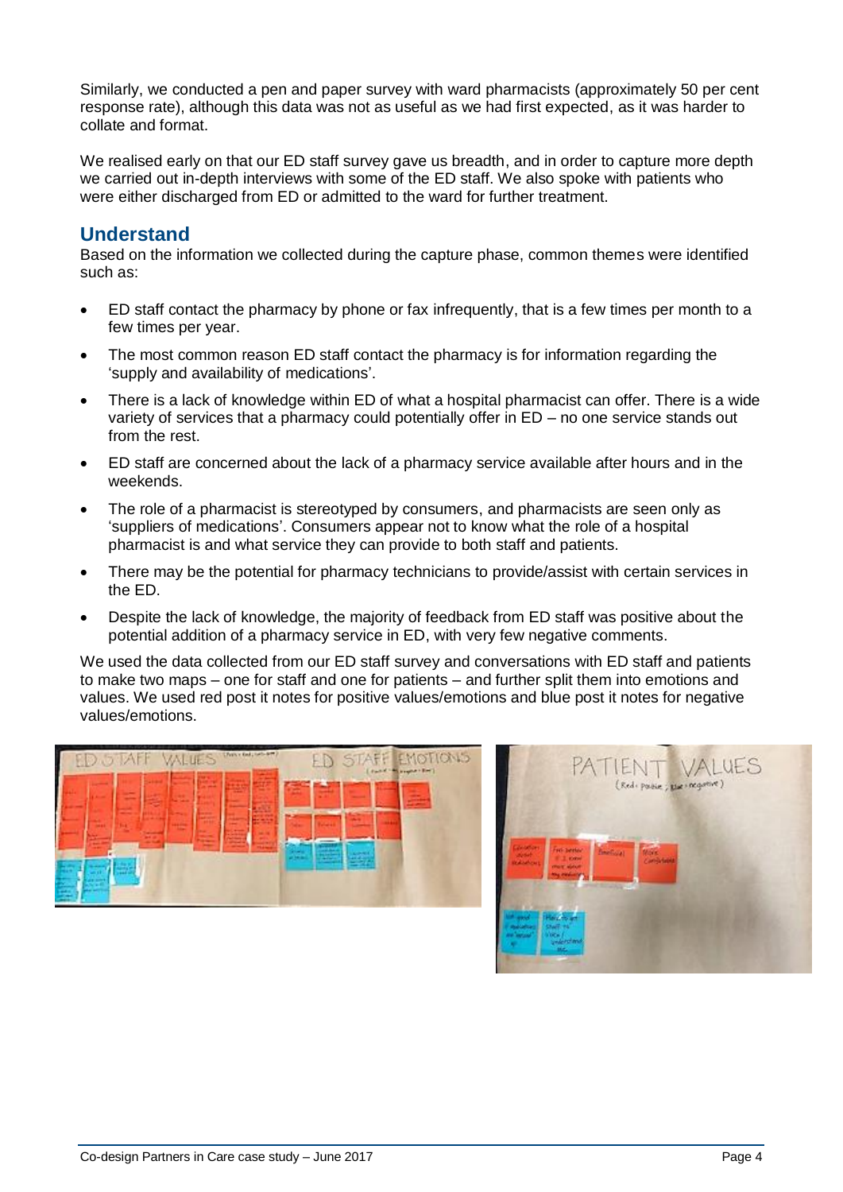Similarly, we conducted a pen and paper survey with ward pharmacists (approximately 50 per cent response rate), although this data was not as useful as we had first expected, as it was harder to collate and format.

We realised early on that our ED staff survey gave us breadth, and in order to capture more depth we carried out in-depth interviews with some of the ED staff. We also spoke with patients who were either discharged from ED or admitted to the ward for further treatment.

## Understand

Based on the information we collected during the capture phase, common themes were identified such as:

- ED staff contact the pharmacy by phone or fax infrequently, that is a few times per month to a few times per year.
- The most common reason ED staff contact the pharmacy is for information regarding the 'supply and availability of medications'.
- There is a lack of knowledge within ED of what a hospital pharmacist can offer. There is a wide variety of services that a pharmacy could potentially offer in ED – no one service stands out from the rest.
- ED staff are concerned about the lack of a pharmacy service available after hours and in the weekends.
- The role of a pharmacist is stereotyped by consumers, and pharmacists are seen only as 'suppliers of medications'. Consumers appear not to know what the role of a hospital pharmacist is and what service they can provide to both staff and patients.
- There may be the potential for pharmacy technicians to provide/assist with certain services in the ED.
- Despite the lack of knowledge, the majority of feedback from ED staff was positive about the potential addition of a pharmacy service in ED, with very few negative comments.

We used the data collected from our ED staff survey and conversations with ED staff and patients to make two maps – one for staff and one for patients – and further split them into emotions and values. We used red post it notes for positive values/emotions and blue post it notes for negative values/emotions.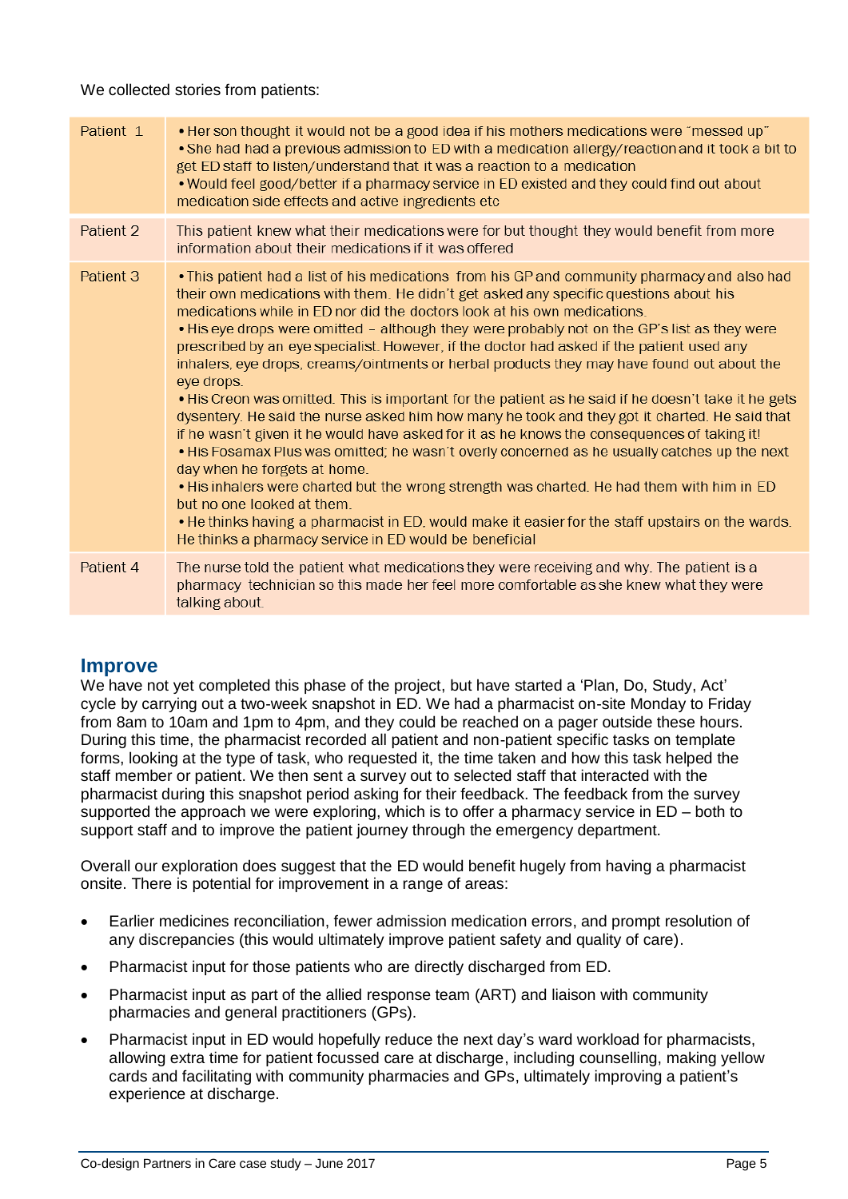We collected stories from patients:

| | |
|---|---|
| Patient 1 | • Her son thought it would not be a good idea if his mothers medications were "messed up" <br>• She had had a previous admission to ED with a medication allergy/reaction and it took a bit to get ED staff to listen/understand that it was a reaction to a medication <br>• Would feel good/better if a pharmacy service in ED existed and they could find out about medication side effects and active ingredients etc |
| Patient 2 | This patient knew what their medications were for but thought they would benefit from more information about their medications if it was offered |
| Patient 3 | • This patient had a list of his medications from his GP and community pharmacy and also had their own medications with them. He didn't get asked any specific questions about his medications while in ED nor did the doctors look at his own medications. <br>• His eye drops were omitted – although they were probably not on the GP's list as they were prescribed by an eye specialist. However, if the doctor had asked if the patient used any inhalers, eye drops, creams/ointments or herbal products they may have found out about the eye drops. <br>• His Creon was omitted. This is important for the patient as he said if he doesn't take it he gets dysentery. He said the nurse asked him how many he took and they got it charted. He said that if he wasn't given it he would have asked for it as he knows the consequences of taking it! <br>• His Fosamax Plus was omitted; he wasn't overly concerned as he usually catches up the next day when he forgets at home. <br>• His inhalers were charted but the wrong strength was charted. He had them with him in ED but no one looked at them. <br>• He thinks having a pharmacist in ED, would make it easier for the staff upstairs on the wards. He thinks a pharmacy service in ED would be beneficial |
| Patient 4 | The nurse told the patient what medications they were receiving and why. The patient is a pharmacy technician so this made her feel more comfortable as she knew what they were talking about. |

## Improve

We have not yet completed this phase of the project, but have started a 'Plan, Do, Study, Act' cycle by carrying out a two-week snapshot in ED. We had a pharmacist on-site Monday to Friday from 8am to 10am and 1pm to 4pm, and they could be reached on a pager outside these hours. During this time, the pharmacist recorded all patient and non-patient specific tasks on template forms, looking at the type of task, who requested it, the time taken and how this task helped the staff member or patient. We then sent a survey out to selected staff that interacted with the pharmacist during this snapshot period asking for their feedback. The feedback from the survey supported the approach we were exploring, which is to offer a pharmacy service in ED – both to support staff and to improve the patient journey through the emergency department.

Overall our exploration does suggest that the ED would benefit hugely from having a pharmacist onsite. There is potential for improvement in a range of areas:

- Earlier medicines reconciliation, fewer admission medication errors, and prompt resolution of any discrepancies (this would ultimately improve patient safety and quality of care).
- Pharmacist input for those patients who are directly discharged from ED.
- Pharmacist input as part of the allied response team (ART) and liaison with community pharmacies and general practitioners (GPs).
- Pharmacist input in ED would hopefully reduce the next day's ward workload for pharmacists, allowing extra time for patient focussed care at discharge, including counselling, making yellow cards and facilitating with community pharmacies and GPs, ultimately improving a patient's experience at discharge.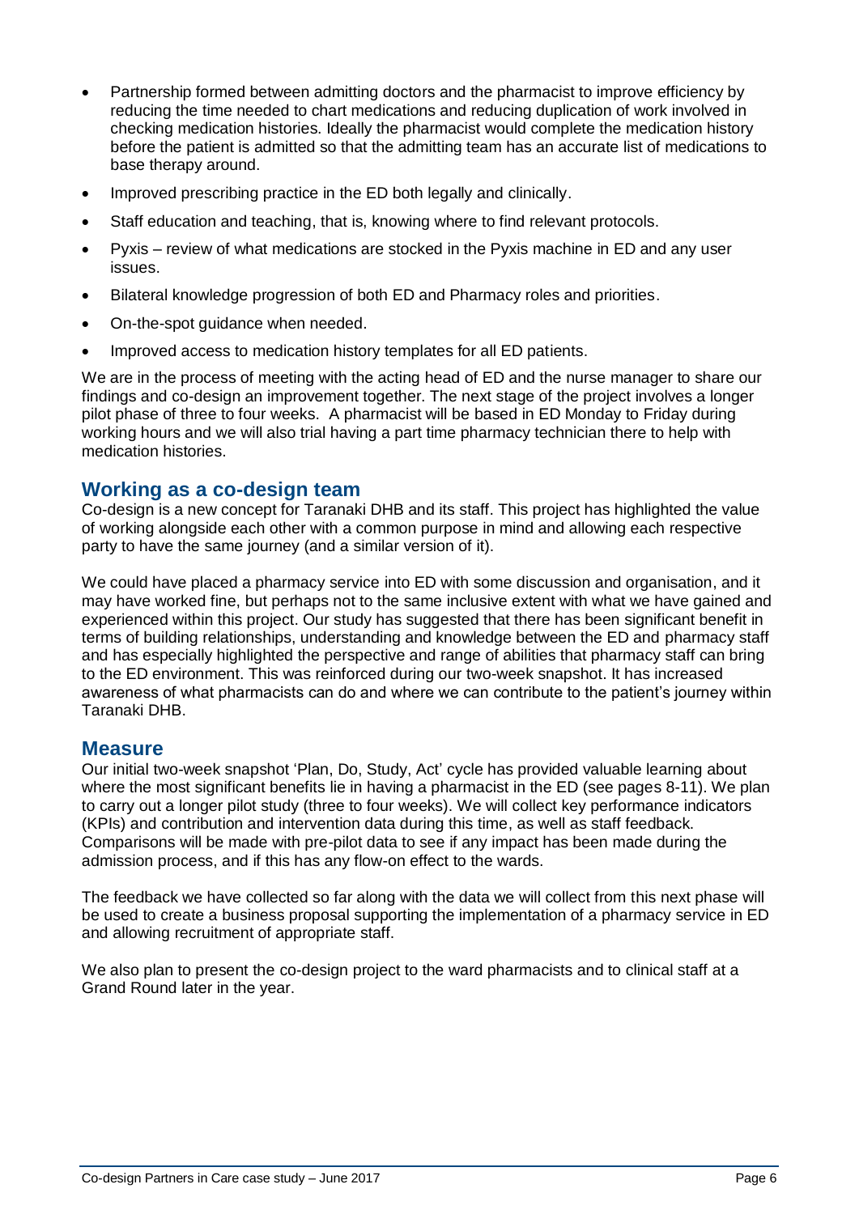- Partnership formed between admitting doctors and the pharmacist to improve efficiency by reducing the time needed to chart medications and reducing duplication of work involved in checking medication histories. Ideally the pharmacist would complete the medication history before the patient is admitted so that the admitting team has an accurate list of medications to base therapy around.
- Improved prescribing practice in the ED both legally and clinically.
- Staff education and teaching, that is, knowing where to find relevant protocols.
- Pyxis – review of what medications are stocked in the Pyxis machine in ED and any user issues.
- Bilateral knowledge progression of both ED and Pharmacy roles and priorities.
- On-the-spot guidance when needed.
- Improved access to medication history templates for all ED patients.

We are in the process of meeting with the acting head of ED and the nurse manager to share our findings and co-design an improvement together. The next stage of the project involves a longer pilot phase of three to four weeks. A pharmacist will be based in ED Monday to Friday during working hours and we will also trial having a part time pharmacy technician there to help with medication histories.

## Working as a co-design team

Co-design is a new concept for Taranaki DHB and its staff. This project has highlighted the value of working alongside each other with a common purpose in mind and allowing each respective party to have the same journey (and a similar version of it).

We could have placed a pharmacy service into ED with some discussion and organisation, and it may have worked fine, but perhaps not to the same inclusive extent with what we have gained and experienced within this project. Our study has suggested that there has been significant benefit in terms of building relationships, understanding and knowledge between the ED and pharmacy staff and has especially highlighted the perspective and range of abilities that pharmacy staff can bring to the ED environment. This was reinforced during our two-week snapshot. It has increased awareness of what pharmacists can do and where we can contribute to the patient's journey within Taranaki DHB.

## Measure

Our initial two-week snapshot 'Plan, Do, Study, Act' cycle has provided valuable learning about where the most significant benefits lie in having a pharmacist in the ED (see pages 8-11). We plan to carry out a longer pilot study (three to four weeks). We will collect key performance indicators (KPIs) and contribution and intervention data during this time, as well as staff feedback. Comparisons will be made with pre-pilot data to see if any impact has been made during the admission process, and if this has any flow-on effect to the wards.

The feedback we have collected so far along with the data we will collect from this next phase will be used to create a business proposal supporting the implementation of a pharmacy service in ED and allowing recruitment of appropriate staff.

We also plan to present the co-design project to the ward pharmacists and to clinical staff at a Grand Round later in the year.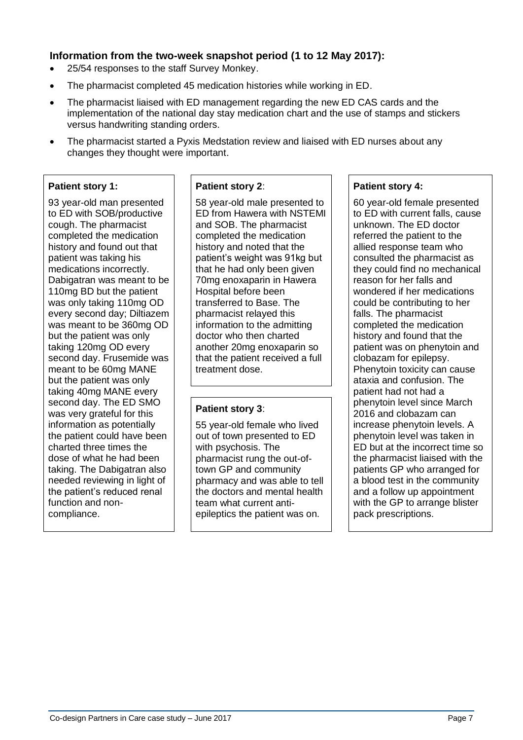**Information from the two-week snapshot period (1 to 12 May 2017):**

- 25/54 responses to the staff Survey Monkey.
- The pharmacist completed 45 medication histories while working in ED.
- The pharmacist liaised with ED management regarding the new ED CAS cards and the implementation of the national day stay medication chart and the use of stamps and stickers versus handwriting standing orders.
- The pharmacist started a Pyxis Medstation review and liaised with ED nurses about any changes they thought were important.

**Patient story 1:**

93 year-old man presented to ED with SOB/productive cough. The pharmacist completed the medication history and found out that patient was taking his medications incorrectly. Dabigatran was meant to be 110mg BD but the patient was only taking 110mg OD every second day; Diltiazem was meant to be 360mg OD but the patient was only taking 120mg OD every second day. Frusemide was meant to be 60mg MANE but the patient was only taking 40mg MANE every second day. The ED SMO was very grateful for this information as potentially the patient could have been charted three times the dose of what he had been taking. The Dabigatran also needed reviewing in light of the patient's reduced renal function and non-compliance.

**Patient story 2**:

58 year-old male presented to ED from Hawera with NSTEMI and SOB. The pharmacist completed the medication history and noted that the patient's weight was 91kg but that he had only been given 70mg enoxaparin in Hawera Hospital before been transferred to Base. The pharmacist relayed this information to the admitting doctor who then charted another 20mg enoxaparin so that the patient received a full treatment dose.

**Patient story 3**:

55 year-old female who lived out of town presented to ED with psychosis. The pharmacist rung the out-of-town GP and community pharmacy and was able to tell the doctors and mental health team what current anti-epileptics the patient was on.

**Patient story 4:**

60 year-old female presented to ED with current falls, cause unknown. The ED doctor referred the patient to the allied response team who consulted the pharmacist as they could find no mechanical reason for her falls and wondered if her medications could be contributing to her falls. The pharmacist completed the medication history and found that the patient was on phenytoin and clobazam for epilepsy. Phenytoin toxicity can cause ataxia and confusion. The patient had not had a phenytoin level since March 2016 and clobazam can increase phenytoin levels. A phenytoin level was taken in ED but at the incorrect time so the pharmacist liaised with the patients GP who arranged for a blood test in the community and a follow up appointment with the GP to arrange blister pack prescriptions.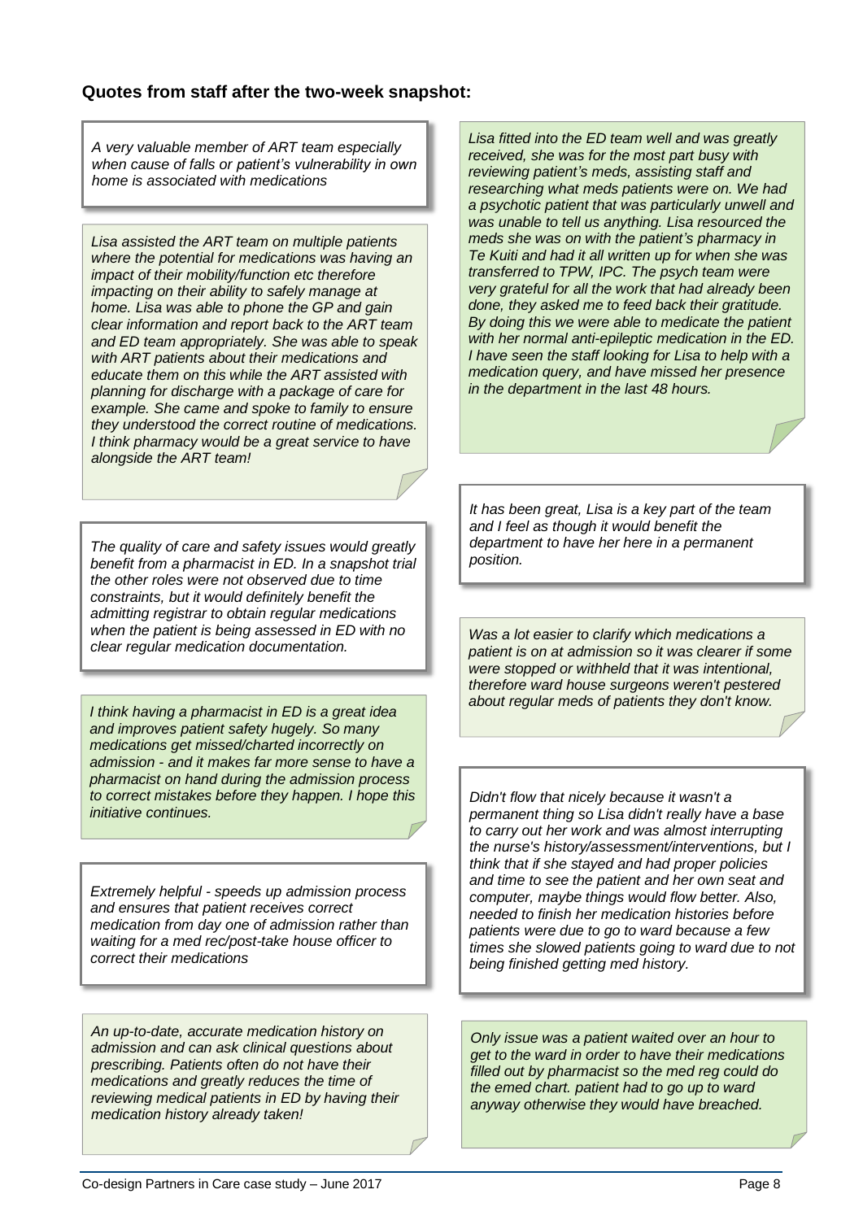### Quotes from staff after the two-week snapshot:

*A very valuable member of ART team especially when cause of falls or patient's vulnerability in own home is associated with medications*

*Lisa assisted the ART team on multiple patients where the potential for medications was having an impact of their mobility/function etc therefore impacting on their ability to safely manage at home. Lisa was able to phone the GP and gain clear information and report back to the ART team and ED team appropriately. She was able to speak with ART patients about their medications and educate them on this while the ART assisted with planning for discharge with a package of care for example. She came and spoke to family to ensure they understood the correct routine of medications. I think pharmacy would be a great service to have alongside the ART team!*

*The quality of care and safety issues would greatly benefit from a pharmacist in ED. In a snapshot trial the other roles were not observed due to time constraints, but it would definitely benefit the admitting registrar to obtain regular medications when the patient is being assessed in ED with no clear regular medication documentation.*

*I think having a pharmacist in ED is a great idea and improves patient safety hugely. So many medications get missed/charted incorrectly on admission - and it makes far more sense to have a pharmacist on hand during the admission process to correct mistakes before they happen. I hope this initiative continues.*

*Extremely helpful - speeds up admission process and ensures that patient receives correct medication from day one of admission rather than waiting for a med rec/post-take house officer to correct their medications*

*An up-to-date, accurate medication history on admission and can ask clinical questions about prescribing. Patients often do not have their medications and greatly reduces the time of reviewing medical patients in ED by having their medication history already taken!*

*Lisa fitted into the ED team well and was greatly received, she was for the most part busy with reviewing patient's meds, assisting staff and researching what meds patients were on. We had a psychotic patient that was particularly unwell and was unable to tell us anything. Lisa resourced the meds she was on with the patient's pharmacy in Te Kuiti and had it all written up for when she was transferred to TPW, IPC. The psych team were very grateful for all the work that had already been done, they asked me to feed back their gratitude. By doing this we were able to medicate the patient with her normal anti-epileptic medication in the ED. I have seen the staff looking for Lisa to help with a medication query, and have missed her presence in the department in the last 48 hours.*

*It has been great, Lisa is a key part of the team and I feel as though it would benefit the department to have her here in a permanent position.*

*Was a lot easier to clarify which medications a patient is on at admission so it was clearer if some were stopped or withheld that it was intentional, therefore ward house surgeons weren't pestered about regular meds of patients they don't know.*

*Didn't flow that nicely because it wasn't a permanent thing so Lisa didn't really have a base to carry out her work and was almost interrupting the nurse's history/assessment/interventions, but I think that if she stayed and had proper policies and time to see the patient and her own seat and computer, maybe things would flow better. Also, needed to finish her medication histories before patients were due to go to ward because a few times she slowed patients going to ward due to not being finished getting med history.*

*Only issue was a patient waited over an hour to get to the ward in order to have their medications filled out by pharmacist so the med reg could do the emed chart. patient had to go up to ward anyway otherwise they would have breached.*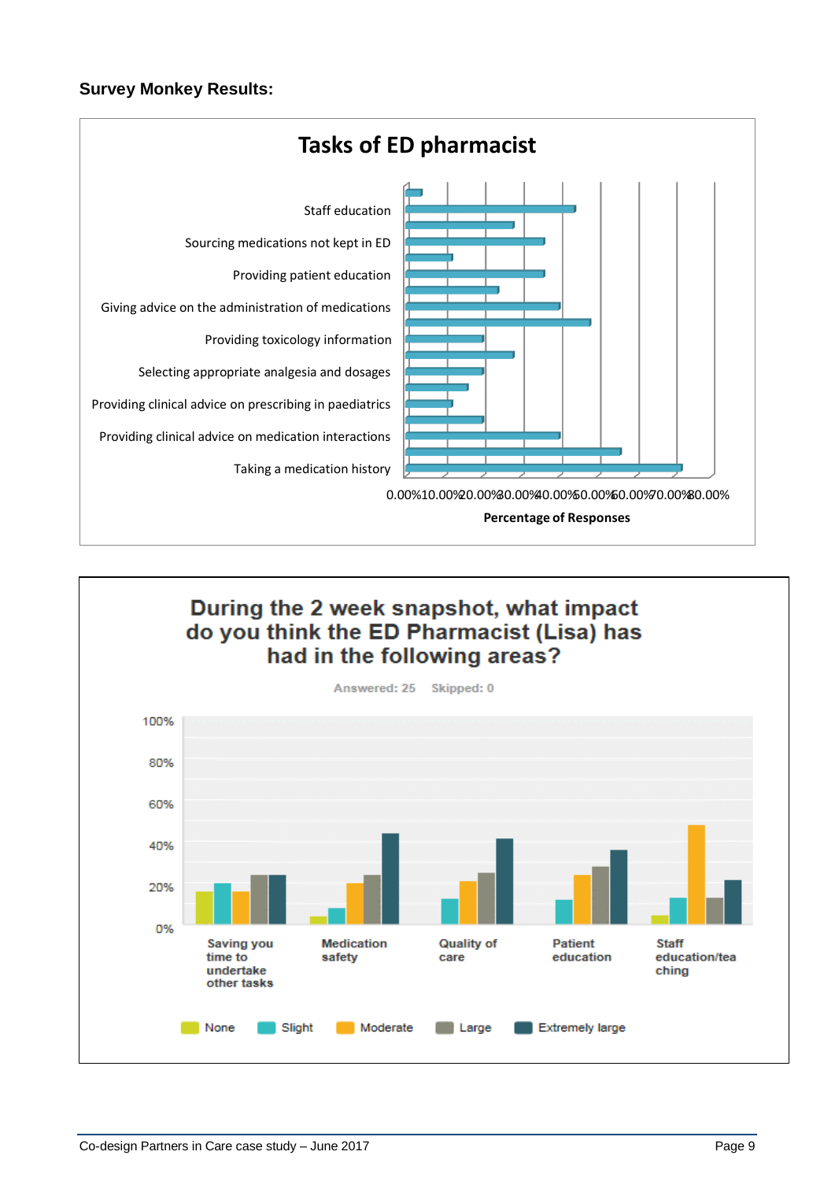**Survey Monkey Results:**

**Tasks of ED pharmacist**

Staff education

Sourcing medications not kept in ED

Providing patient education

Giving advice on the administration of medications

Providing toxicology information

Selecting appropriate analgesia and dosages

Providing clinical advice on prescribing in paediatrics

Providing clinical advice on medication interactions

Taking a medication history

0.00% 10.00% 20.00% 30.00% 40.00% 50.00% 60.00% 70.00% 80.00%

Percentage of Responses

**During the 2 week snapshot, what impact do you think the ED Pharmacist (Lisa) has had in the following areas?**

Answered: 25 Skipped: 0

100% 80% 60% 40% 20% 0%

Saving you time to undertake other tasks | Medication safety | Quality of care | Patient education | Staff education/teaching

None | Slight | Moderate | Large | Extremely large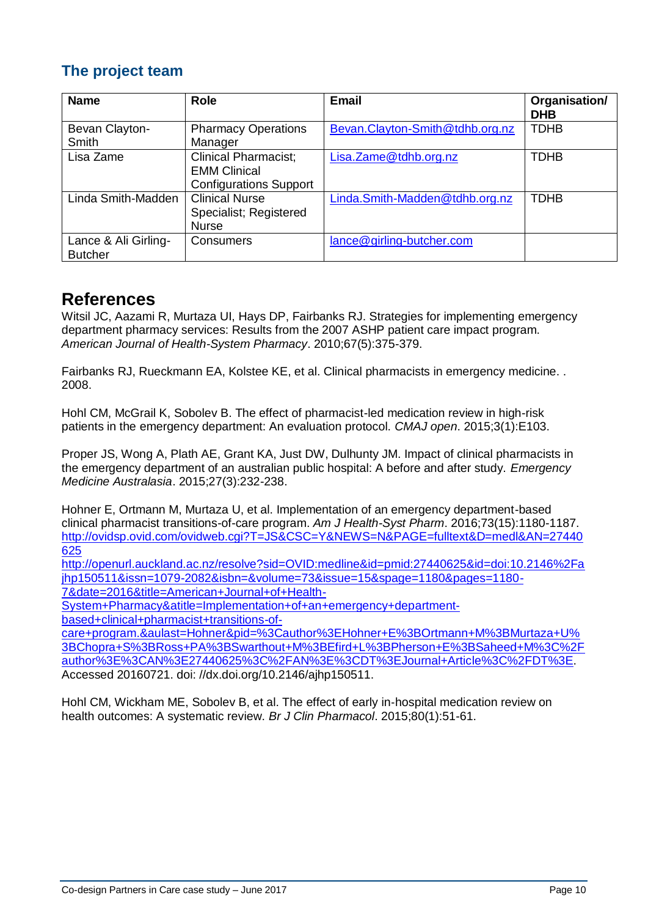## The project team

| Name | Role | Email | Organisation/ DHB |
|---|---|---|---|
| Bevan Clayton-Smith | Pharmacy Operations Manager | Bevan.Clayton-Smith@tdhb.org.nz | TDHB |
| Lisa Zame | Clinical Pharmacist; EMM Clinical Configurations Support | Lisa.Zame@tdhb.org.nz | TDHB |
| Linda Smith-Madden | Clinical Nurse Specialist; Registered Nurse | Linda.Smith-Madden@tdhb.org.nz | TDHB |
| Lance & Ali Girling-Butcher | Consumers | lance@girling-butcher.com | |

# References

Witsil JC, Aazami R, Murtaza UI, Hays DP, Fairbanks RJ. Strategies for implementing emergency department pharmacy services: Results from the 2007 ASHP patient care impact program. *American Journal of Health-System Pharmacy*. 2010;67(5):375-379.

Fairbanks RJ, Rueckmann EA, Kolstee KE, et al. Clinical pharmacists in emergency medicine. . 2008.

Hohl CM, McGrail K, Sobolev B. The effect of pharmacist-led medication review in high-risk patients in the emergency department: An evaluation protocol. *CMAJ open*. 2015;3(1):E103.

Proper JS, Wong A, Plath AE, Grant KA, Just DW, Dulhunty JM. Impact of clinical pharmacists in the emergency department of an australian public hospital: A before and after study. *Emergency Medicine Australasia*. 2015;27(3):232-238.

Hohner E, Ortmann M, Murtaza U, et al. Implementation of an emergency department-based clinical pharmacist transitions-of-care program. *Am J Health-Syst Pharm*. 2016;73(15):1180-1187. http://ovidsp.ovid.com/ovidweb.cgi?T=JS&CSC=Y&NEWS=N&PAGE=fulltext&D=medl&AN=27440625
http://openurl.auckland.ac.nz/resolve?sid=OVID:medline&id=pmid:27440625&id=doi:10.2146%2Fajhp150511&issn=1079-2082&isbn=&volume=73&issue=15&spage=1180&pages=1180-7&date=2016&title=American+Journal+of+Health-System+Pharmacy&atitle=Implementation+of+an+emergency+department-based+clinical+pharmacist+transitions-of-care+program.&aulast=Hohner&pid=%3Cauthor%3EHohner+E%3BOrtmann+M%3BMurtaza+U%3BChopra+S%3BRoss+PA%3BSwarthout+M%3BEfird+L%3BPherson+E%3BSaheed+M%3C%2Fauthor%3E%3CAN%3E27440625%3C%2FAN%3E%3CDT%3EJournal+Article%3C%2FDT%3E. Accessed 20160721. doi: //dx.doi.org/10.2146/ajhp150511.

Hohl CM, Wickham ME, Sobolev B, et al. The effect of early in-hospital medication review on health outcomes: A systematic review. *Br J Clin Pharmacol*. 2015;80(1):51-61.